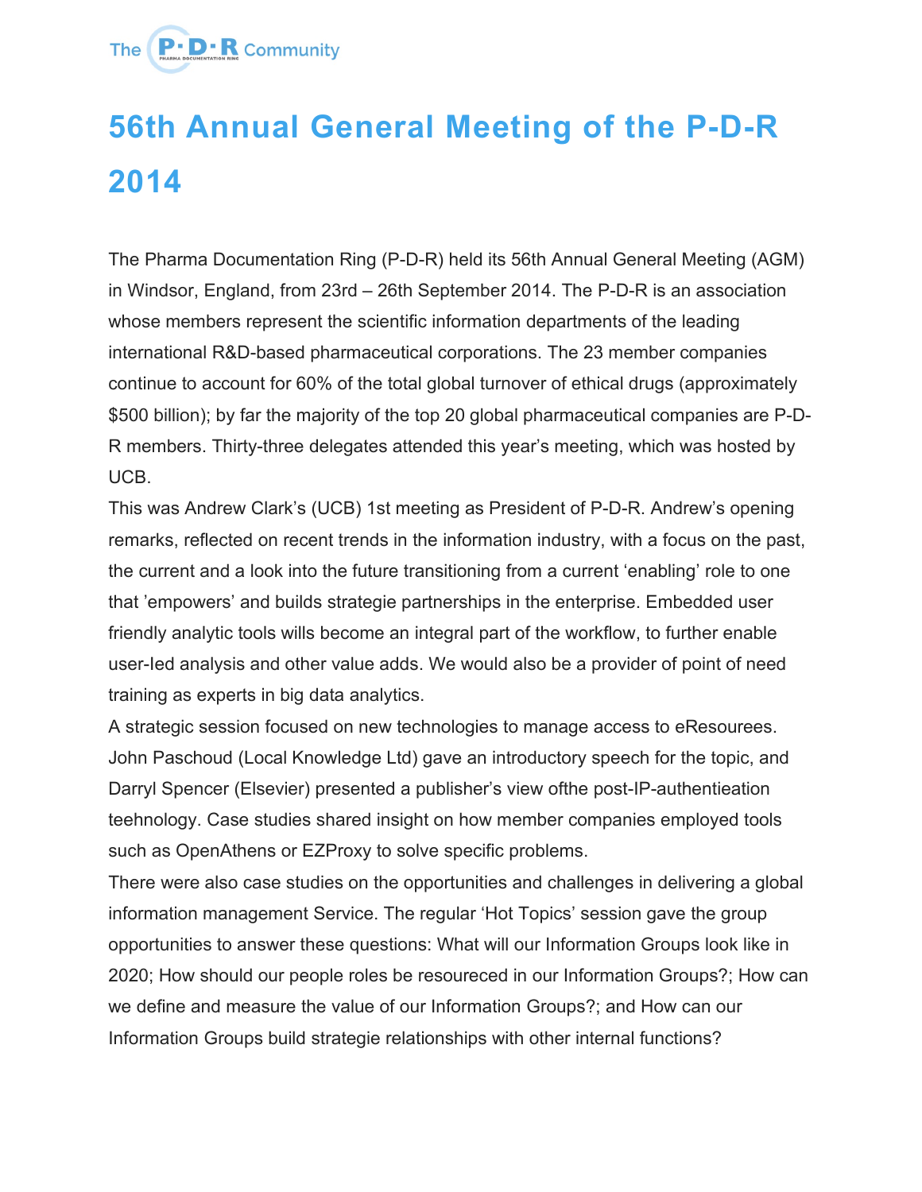# 56th Annual General Meeting of the P-D-R 2014

The Pharma Documentation Ring (P-D-R) held its 56th Annual General Meeting (AGM) in Windsor, England, from 23rd – 26th September 2014. The P-D-R is an association whose members represent the scientific information departments of the leading international R&D-based pharmaceutical corporations. The 23 member companies continue to account for 60% of the total global turnover of ethical drugs (approximately $500 billion); by far the majority of the top 20 global pharmaceutical companies are P-D-R members. Thirty-three delegates attended this year's meeting, which was hosted by UCB.

This was Andrew Clark's (UCB) 1st meeting as President of P-D-R. Andrew's opening remarks, reflected on recent trends in the information industry, with a focus on the past, the current and a look into the future transitioning from a current 'enabling' role to one that 'empowers' and builds strategie partnerships in the enterprise. Embedded user friendly analytic tools wills become an integral part of the workflow, to further enable user-led analysis and other value adds. We would also be a provider of point of need training as experts in big data analytics.

A strategic session focused on new technologies to manage access to eResourees. John Paschoud (Local Knowledge Ltd) gave an introductory speech for the topic, and Darryl Spencer (Elsevier) presented a publisher's view ofthe post-IP-authentieation teehnology. Case studies shared insight on how member companies employed tools such as OpenAthens or EZProxy to solve specific problems.

There were also case studies on the opportunities and challenges in delivering a global information management Service. The regular 'Hot Topics' session gave the group opportunities to answer these questions: What will our Information Groups look like in 2020; How should our people roles be resoureed in our Information Groups?; How can we define and measure the value of our Information Groups?; and How can our Information Groups build strategie relationships with other internal functions?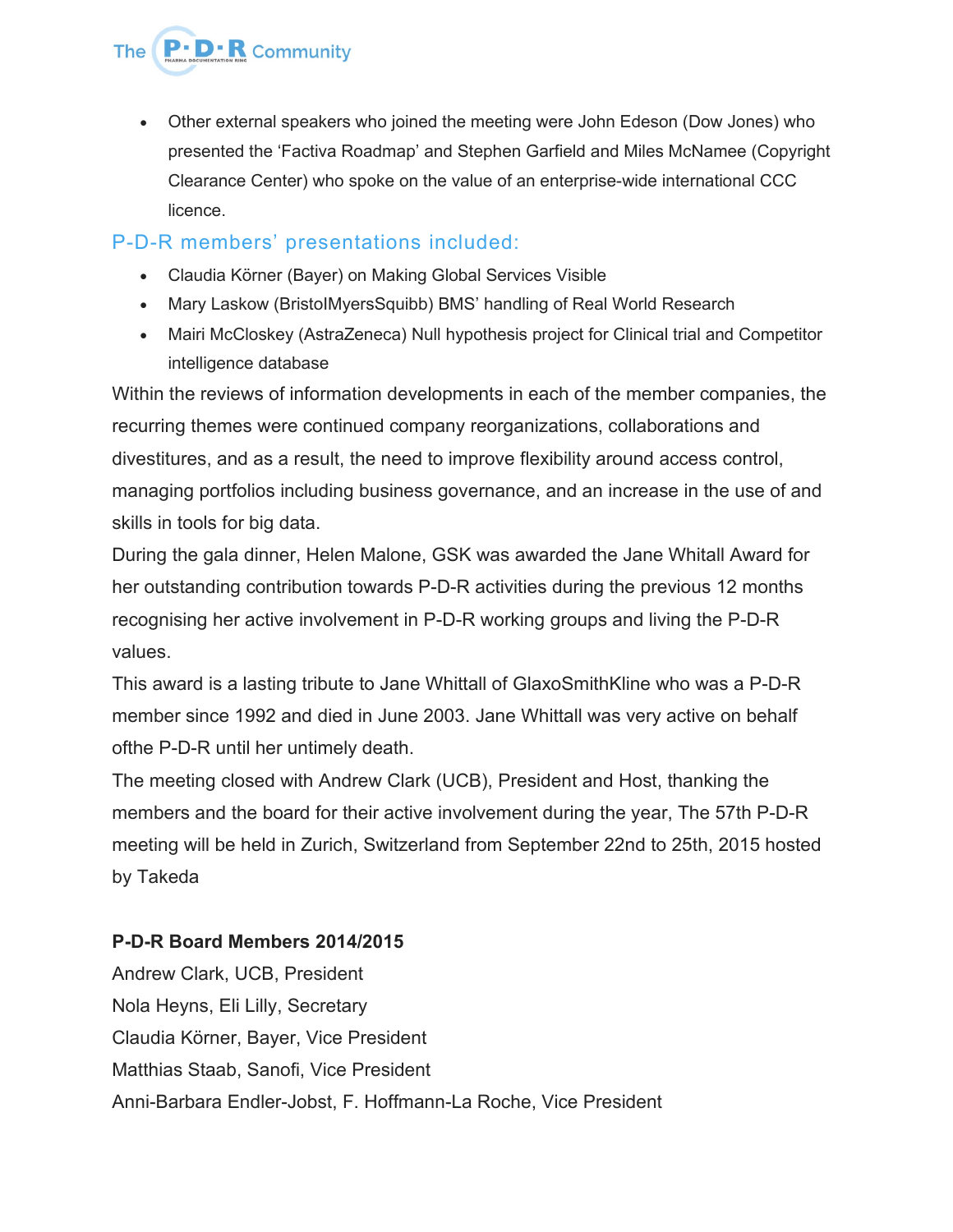- Other external speakers who joined the meeting were John Edeson (Dow Jones) who presented the 'Factiva Roadmap' and Stephen Garfield and Miles McNamee (Copyright Clearance Center) who spoke on the value of an enterprise-wide international CCC licence.

## P-D-R members' presentations included:

- Claudia Körner (Bayer) on Making Global Services Visible
- Mary Laskow (BristolMyersSquibb) BMS' handling of Real World Research
- Mairi McCloskey (AstraZeneca) Null hypothesis project for Clinical trial and Competitor intelligence database

Within the reviews of information developments in each of the member companies, the recurring themes were continued company reorganizations, collaborations and divestitures, and as a result, the need to improve flexibility around access control, managing portfolios including business governance, and an increase in the use of and skills in tools for big data.

During the gala dinner, Helen Malone, GSK was awarded the Jane Whitall Award for her outstanding contribution towards P-D-R activities during the previous 12 months recognising her active involvement in P-D-R working groups and living the P-D-R values.

This award is a lasting tribute to Jane Whittall of GlaxoSmithKline who was a P-D-R member since 1992 and died in June 2003. Jane Whittall was very active on behalf ofthe P-D-R until her untimely death.

The meeting closed with Andrew Clark (UCB), President and Host, thanking the members and the board for their active involvement during the year, The 57th P-D-R meeting will be held in Zurich, Switzerland from September 22nd to 25th, 2015 hosted by Takeda

**P-D-R Board Members 2014/2015**

Andrew Clark, UCB, President
Nola Heyns, Eli Lilly, Secretary
Claudia Körner, Bayer, Vice President
Matthias Staab, Sanofi, Vice President
Anni-Barbara Endler-Jobst, F. Hoffmann-La Roche, Vice President